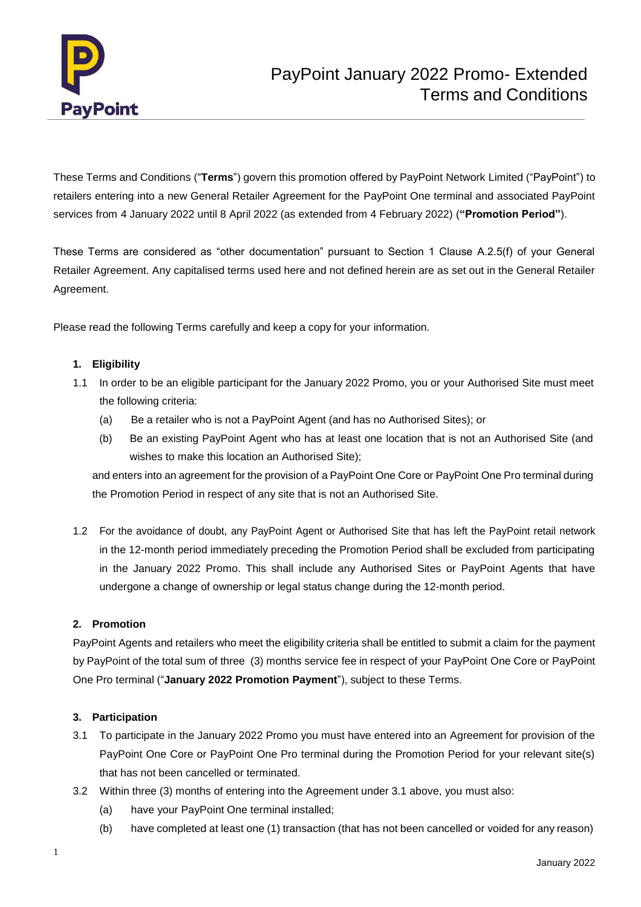# PayPoint January 2022 Promo- Extended Terms and Conditions

These Terms and Conditions ("**Terms**") govern this promotion offered by PayPoint Network Limited ("PayPoint") to retailers entering into a new General Retailer Agreement for the PayPoint One terminal and associated PayPoint services from 4 January 2022 until 8 April 2022 (as extended from 4 February 2022) (**"Promotion Period"**).

These Terms are considered as "other documentation" pursuant to Section 1 Clause A.2.5(f) of your General Retailer Agreement. Any capitalised terms used here and not defined herein are as set out in the General Retailer Agreement.

Please read the following Terms carefully and keep a copy for your information.

## 1. Eligibility

1.1 In order to be an eligible participant for the January 2022 Promo, you or your Authorised Site must meet the following criteria:

  (a) Be a retailer who is not a PayPoint Agent (and has no Authorised Sites); or

  (b) Be an existing PayPoint Agent who has at least one location that is not an Authorised Site (and wishes to make this location an Authorised Site);

and enters into an agreement for the provision of a PayPoint One Core or PayPoint One Pro terminal during the Promotion Period in respect of any site that is not an Authorised Site.

1.2 For the avoidance of doubt, any PayPoint Agent or Authorised Site that has left the PayPoint retail network in the 12-month period immediately preceding the Promotion Period shall be excluded from participating in the January 2022 Promo. This shall include any Authorised Sites or PayPoint Agents that have undergone a change of ownership or legal status change during the 12-month period.

## 2. Promotion

PayPoint Agents and retailers who meet the eligibility criteria shall be entitled to submit a claim for the payment by PayPoint of the total sum of three (3) months service fee in respect of your PayPoint One Core or PayPoint One Pro terminal ("**January 2022 Promotion Payment**"), subject to these Terms.

## 3. Participation

3.1 To participate in the January 2022 Promo you must have entered into an Agreement for provision of the PayPoint One Core or PayPoint One Pro terminal during the Promotion Period for your relevant site(s) that has not been cancelled or terminated.

3.2 Within three (3) months of entering into the Agreement under 3.1 above, you must also:

  (a) have your PayPoint One terminal installed;

  (b) have completed at least one (1) transaction (that has not been cancelled or voided for any reason)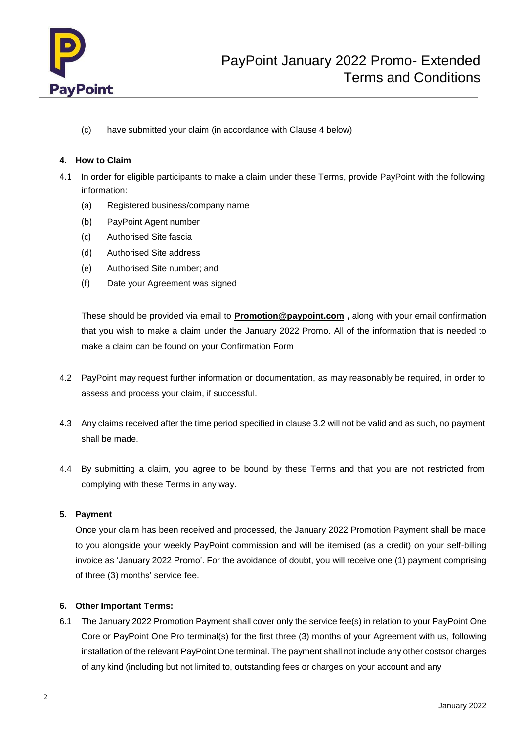(c) have submitted your claim (in accordance with Clause 4 below)

**4. How to Claim**

4.1 In order for eligible participants to make a claim under these Terms, provide PayPoint with the following information:

(a) Registered business/company name

(b) PayPoint Agent number

(c) Authorised Site fascia

(d) Authorised Site address

(e) Authorised Site number; and

(f) Date your Agreement was signed

These should be provided via email to **Promotion@paypoint.com ,** along with your email confirmation that you wish to make a claim under the January 2022 Promo. All of the information that is needed to make a claim can be found on your Confirmation Form

4.2 PayPoint may request further information or documentation, as may reasonably be required, in order to assess and process your claim, if successful.

4.3 Any claims received after the time period specified in clause 3.2 will not be valid and as such, no payment shall be made.

4.4 By submitting a claim, you agree to be bound by these Terms and that you are not restricted from complying with these Terms in any way.

**5. Payment**

Once your claim has been received and processed, the January 2022 Promotion Payment shall be made to you alongside your weekly PayPoint commission and will be itemised (as a credit) on your self-billing invoice as 'January 2022 Promo'. For the avoidance of doubt, you will receive one (1) payment comprising of three (3) months' service fee.

**6. Other Important Terms:**

6.1 The January 2022 Promotion Payment shall cover only the service fee(s) in relation to your PayPoint One Core or PayPoint One Pro terminal(s) for the first three (3) months of your Agreement with us, following installation of the relevant PayPoint One terminal. The payment shall not include any other costsor charges of any kind (including but not limited to, outstanding fees or charges on your account and any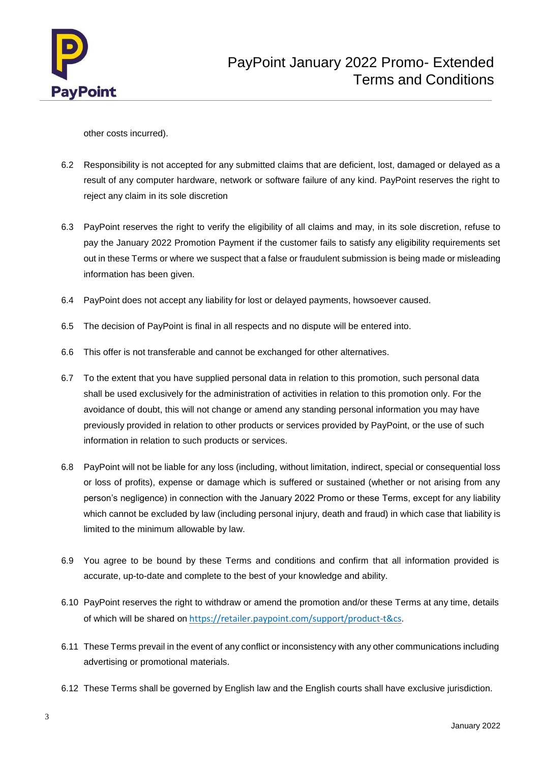other costs incurred).

6.2 Responsibility is not accepted for any submitted claims that are deficient, lost, damaged or delayed as a result of any computer hardware, network or software failure of any kind. PayPoint reserves the right to reject any claim in its sole discretion

6.3 PayPoint reserves the right to verify the eligibility of all claims and may, in its sole discretion, refuse to pay the January 2022 Promotion Payment if the customer fails to satisfy any eligibility requirements set out in these Terms or where we suspect that a false or fraudulent submission is being made or misleading information has been given.

6.4 PayPoint does not accept any liability for lost or delayed payments, howsoever caused.

6.5 The decision of PayPoint is final in all respects and no dispute will be entered into.

6.6 This offer is not transferable and cannot be exchanged for other alternatives.

6.7 To the extent that you have supplied personal data in relation to this promotion, such personal data shall be used exclusively for the administration of activities in relation to this promotion only. For the avoidance of doubt, this will not change or amend any standing personal information you may have previously provided in relation to other products or services provided by PayPoint, or the use of such information in relation to such products or services.

6.8 PayPoint will not be liable for any loss (including, without limitation, indirect, special or consequential loss or loss of profits), expense or damage which is suffered or sustained (whether or not arising from any person's negligence) in connection with the January 2022 Promo or these Terms, except for any liability which cannot be excluded by law (including personal injury, death and fraud) in which case that liability is limited to the minimum allowable by law.

6.9 You agree to be bound by these Terms and conditions and confirm that all information provided is accurate, up-to-date and complete to the best of your knowledge and ability.

6.10 PayPoint reserves the right to withdraw or amend the promotion and/or these Terms at any time, details of which will be shared on https://retailer.paypoint.com/support/product-t&cs.

6.11 These Terms prevail in the event of any conflict or inconsistency with any other communications including advertising or promotional materials.

6.12 These Terms shall be governed by English law and the English courts shall have exclusive jurisdiction.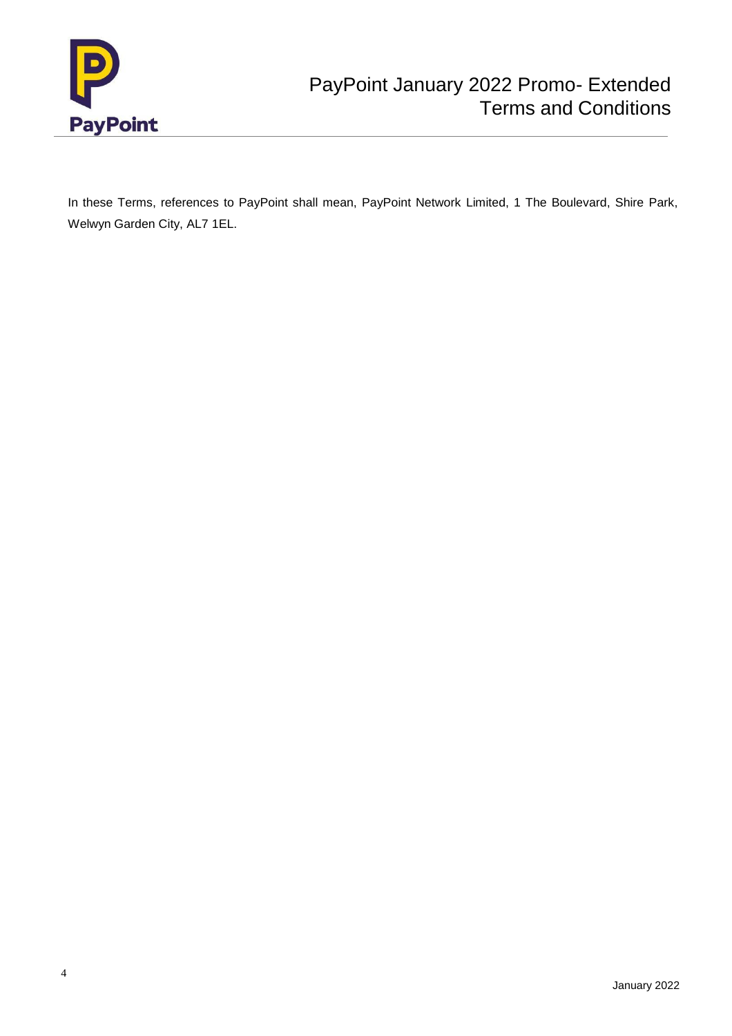In these Terms, references to PayPoint shall mean, PayPoint Network Limited, 1 The Boulevard, Shire Park, Welwyn Garden City, AL7 1EL.